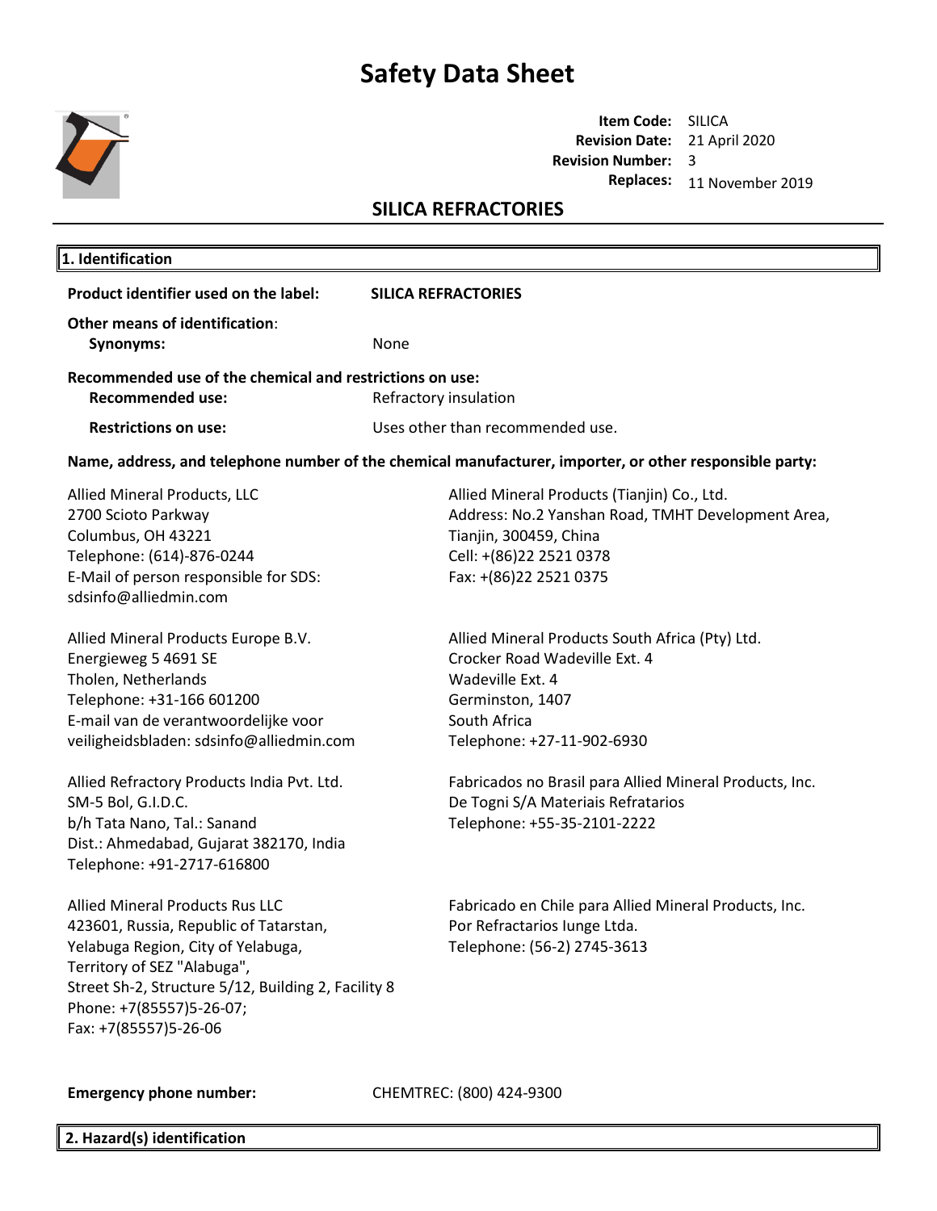# Safety Data Sheet

**Item Code:** SILICA
**Revision Date:** 21 April 2020
**Revision Number:** 3
**Replaces:** 11 November 2019

## SILICA REFRACTORIES

## 1. Identification

**Product identifier used on the label:** **SILICA REFRACTORIES**

**Other means of identification**:

**Synonyms:** None

**Recommended use of the chemical and restrictions on use:**

**Recommended use:** Refractory insulation

**Restrictions on use:** Uses other than recommended use.

**Name, address, and telephone number of the chemical manufacturer, importer, or other responsible party:**

Allied Mineral Products, LLC
2700 Scioto Parkway
Columbus, OH 43221
Telephone: (614)-876-0244
E-Mail of person responsible for SDS:
sdsinfo@alliedmin.com

Allied Mineral Products (Tianjin) Co., Ltd.
Address: No.2 Yanshan Road, TMHT Development Area,
Tianjin, 300459, China
Cell: +(86)22 2521 0378
Fax: +(86)22 2521 0375

Allied Mineral Products Europe B.V.
Energieweg 5 4691 SE
Tholen, Netherlands
Telephone: +31-166 601200
E-mail van de verantwoordelijke voor
veiligheidsbladen: sdsinfo@alliedmin.com

Allied Mineral Products South Africa (Pty) Ltd.
Crocker Road Wadeville Ext. 4
Wadeville Ext. 4
Germinston, 1407
South Africa
Telephone: +27-11-902-6930

Allied Refractory Products India Pvt. Ltd.
SM-5 Bol, G.I.D.C.
b/h Tata Nano, Tal.: Sanand
Dist.: Ahmedabad, Gujarat 382170, India
Telephone: +91-2717-616800

Fabricados no Brasil para Allied Mineral Products, Inc.
De Togni S/A Materiais Refratarios
Telephone: +55-35-2101-2222

Allied Mineral Products Rus LLC
423601, Russia, Republic of Tatarstan,
Yelabuga Region, City of Yelabuga,
Territory of SEZ "Alabuga",
Street Sh-2, Structure 5/12, Building 2, Facility 8
Phone: +7(85557)5-26-07;
Fax: +7(85557)5-26-06

Fabricado en Chile para Allied Mineral Products, Inc.
Por Refractarios Iunge Ltda.
Telephone: (56-2) 2745-3613

**Emergency phone number:** CHEMTREC: (800) 424-9300

## 2. Hazard(s) identification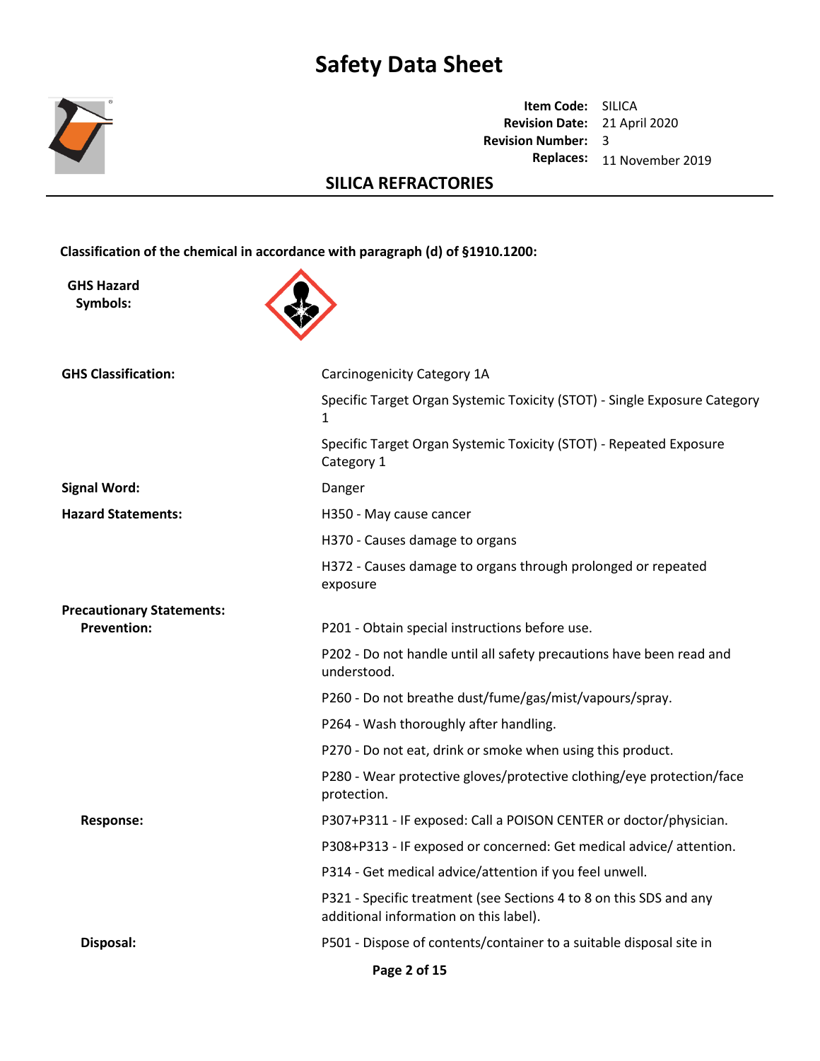# Safety Data Sheet

**Item Code:** SILICA
**Revision Date:** 21 April 2020
**Revision Number:** 3
**Replaces:** 11 November 2019

## SILICA REFRACTORIES

**Classification of the chemical in accordance with paragraph (d) of §1910.1200:**

**GHS Hazard Symbols:**

**GHS Classification:**

Carcinogenicity Category 1A

Specific Target Organ Systemic Toxicity (STOT) - Single Exposure Category 1

Specific Target Organ Systemic Toxicity (STOT) - Repeated Exposure Category 1

**Signal Word:** Danger

**Hazard Statements:**

H350 - May cause cancer

H370 - Causes damage to organs

H372 - Causes damage to organs through prolonged or repeated exposure

**Precautionary Statements:**

**Prevention:**

P201 - Obtain special instructions before use.

P202 - Do not handle until all safety precautions have been read and understood.

P260 - Do not breathe dust/fume/gas/mist/vapours/spray.

P264 - Wash thoroughly after handling.

P270 - Do not eat, drink or smoke when using this product.

P280 - Wear protective gloves/protective clothing/eye protection/face protection.

**Response:**

P307+P311 - IF exposed: Call a POISON CENTER or doctor/physician.

P308+P313 - IF exposed or concerned: Get medical advice/ attention.

P314 - Get medical advice/attention if you feel unwell.

P321 - Specific treatment (see Sections 4 to 8 on this SDS and any additional information on this label).

**Disposal:**

P501 - Dispose of contents/container to a suitable disposal site in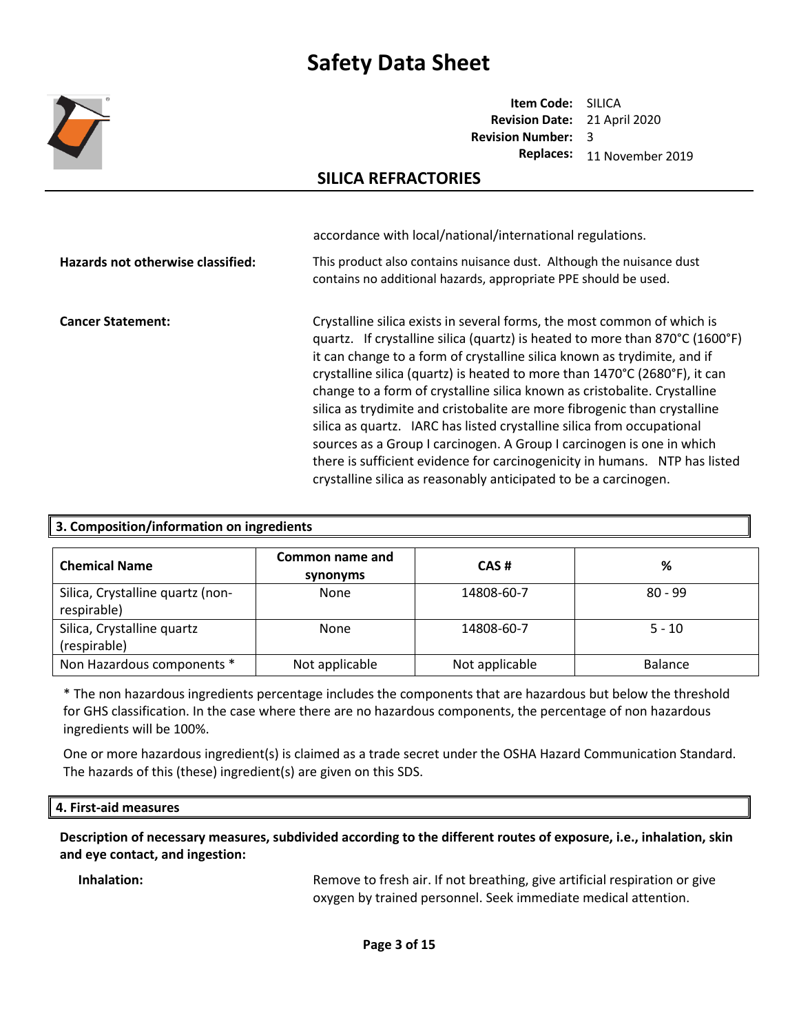accordance with local/national/international regulations.

**Hazards not otherwise classified:** This product also contains nuisance dust. Although the nuisance dust contains no additional hazards, appropriate PPE should be used.

**Cancer Statement:** Crystalline silica exists in several forms, the most common of which is quartz. If crystalline silica (quartz) is heated to more than 870°C (1600°F) it can change to a form of crystalline silica known as trydimite, and if crystalline silica (quartz) is heated to more than 1470°C (2680°F), it can change to a form of crystalline silica known as cristobalite. Crystalline silica as trydimite and cristobalite are more fibrogenic than crystalline silica as quartz. IARC has listed crystalline silica from occupational sources as a Group I carcinogen. A Group I carcinogen is one in which there is sufficient evidence for carcinogenicity in humans. NTP has listed crystalline silica as reasonably anticipated to be a carcinogen.

## 3. Composition/information on ingredients

| Chemical Name | Common name and synonyms | CAS # | % |
|---|---|---|---|
| Silica, Crystalline quartz (non-respirable) | None | 14808-60-7 | 80 - 99 |
| Silica, Crystalline quartz (respirable) | None | 14808-60-7 | 5 - 10 |
| Non Hazardous components * | Not applicable | Not applicable | Balance |

* The non hazardous ingredients percentage includes the components that are hazardous but below the threshold for GHS classification. In the case where there are no hazardous components, the percentage of non hazardous ingredients will be 100%.

One or more hazardous ingredient(s) is claimed as a trade secret under the OSHA Hazard Communication Standard. The hazards of this (these) ingredient(s) are given on this SDS.

## 4. First-aid measures

**Description of necessary measures, subdivided according to the different routes of exposure, i.e., inhalation, skin and eye contact, and ingestion:**

**Inhalation:** Remove to fresh air. If not breathing, give artificial respiration or give oxygen by trained personnel. Seek immediate medical attention.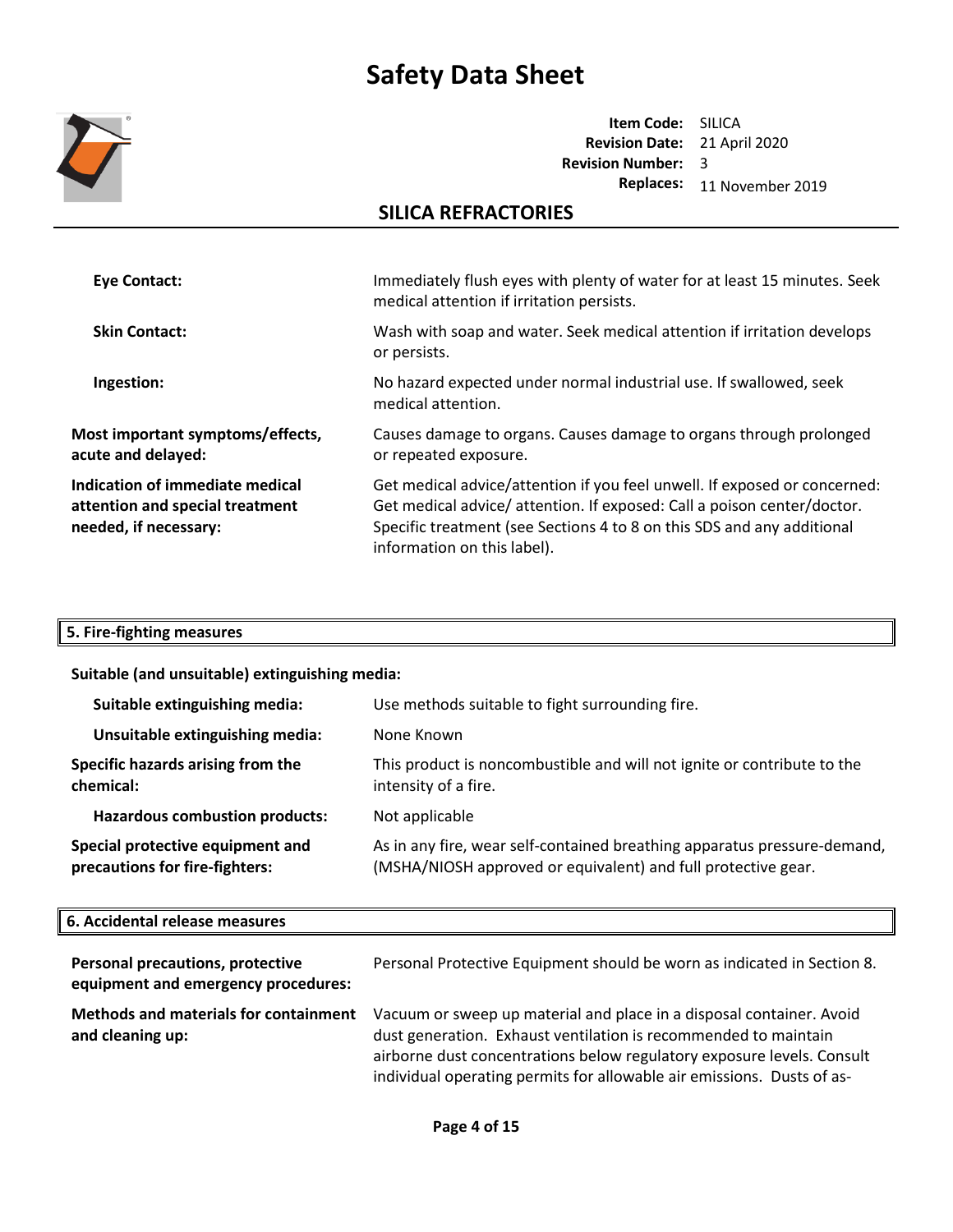| | |
|---|---|
| **Eye Contact:** | Immediately flush eyes with plenty of water for at least 15 minutes. Seek medical attention if irritation persists. |
| **Skin Contact:** | Wash with soap and water. Seek medical attention if irritation develops or persists. |
| **Ingestion:** | No hazard expected under normal industrial use. If swallowed, seek medical attention. |
| **Most important symptoms/effects, acute and delayed:** | Causes damage to organs. Causes damage to organs through prolonged or repeated exposure. |
| **Indication of immediate medical attention and special treatment needed, if necessary:** | Get medical advice/attention if you feel unwell. If exposed or concerned: Get medical advice/ attention. If exposed: Call a poison center/doctor. Specific treatment (see Sections 4 to 8 on this SDS and any additional information on this label). |

## 5. Fire-fighting measures

**Suitable (and unsuitable) extinguishing media:**

| | |
|---|---|
| **Suitable extinguishing media:** | Use methods suitable to fight surrounding fire. |
| **Unsuitable extinguishing media:** | None Known |
| **Specific hazards arising from the chemical:** | This product is noncombustible and will not ignite or contribute to the intensity of a fire. |
| **Hazardous combustion products:** | Not applicable |
| **Special protective equipment and precautions for fire-fighters:** | As in any fire, wear self-contained breathing apparatus pressure-demand, (MSHA/NIOSH approved or equivalent) and full protective gear. |

## 6. Accidental release measures

| | |
|---|---|
| **Personal precautions, protective equipment and emergency procedures:** | Personal Protective Equipment should be worn as indicated in Section 8. |
| **Methods and materials for containment and cleaning up:** | Vacuum or sweep up material and place in a disposal container. Avoid dust generation. Exhaust ventilation is recommended to maintain airborne dust concentrations below regulatory exposure levels. Consult individual operating permits for allowable air emissions. Dusts of as- |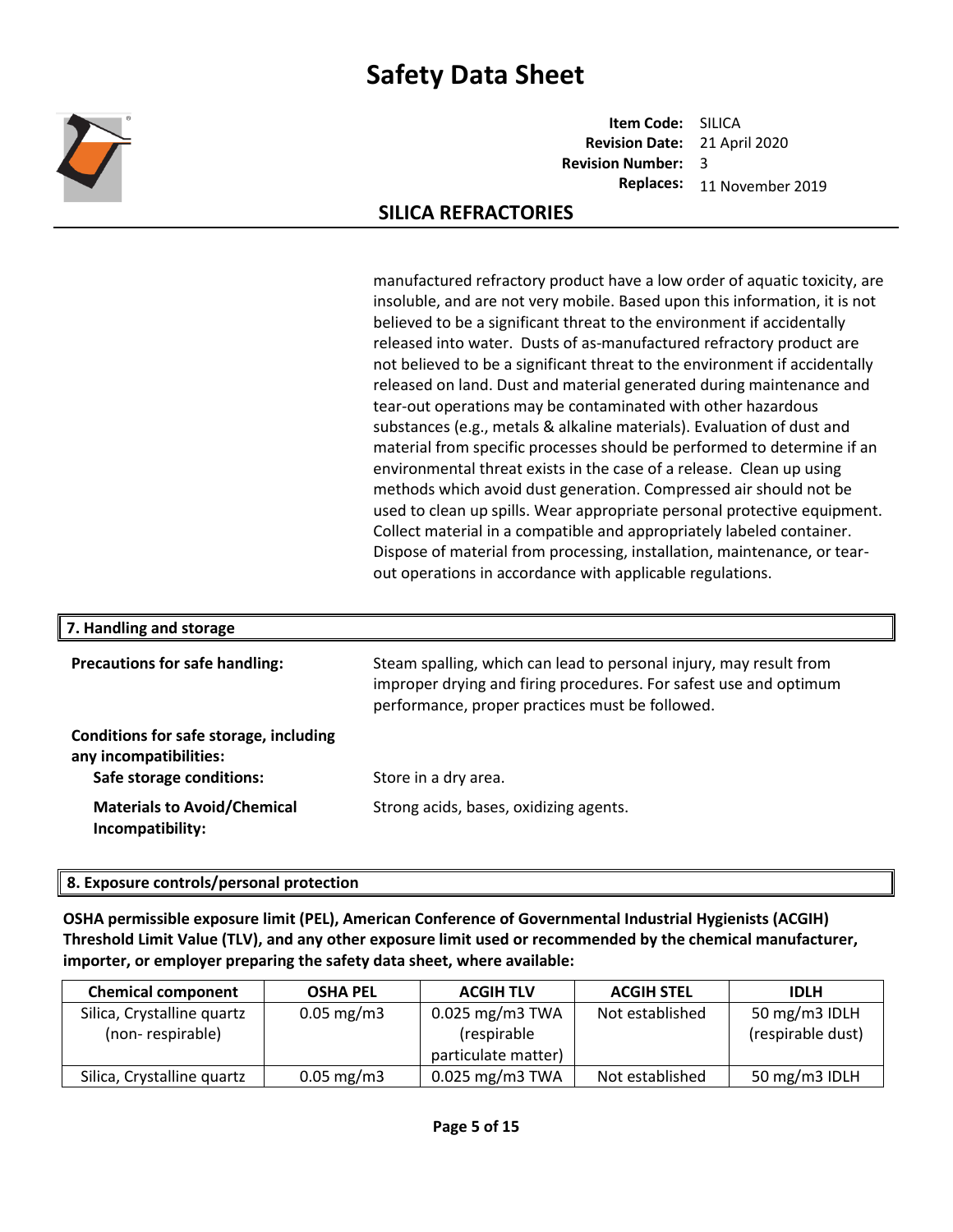manufactured refractory product have a low order of aquatic toxicity, are insoluble, and are not very mobile. Based upon this information, it is not believed to be a significant threat to the environment if accidentally released into water. Dusts of as-manufactured refractory product are not believed to be a significant threat to the environment if accidentally released on land. Dust and material generated during maintenance and tear-out operations may be contaminated with other hazardous substances (e.g., metals & alkaline materials). Evaluation of dust and material from specific processes should be performed to determine if an environmental threat exists in the case of a release. Clean up using methods which avoid dust generation. Compressed air should not be used to clean up spills. Wear appropriate personal protective equipment. Collect material in a compatible and appropriately labeled container. Dispose of material from processing, installation, maintenance, or tear-out operations in accordance with applicable regulations.

## 7. Handling and storage

**Precautions for safe handling:** Steam spalling, which can lead to personal injury, may result from improper drying and firing procedures. For safest use and optimum performance, proper practices must be followed.

**Conditions for safe storage, including any incompatibilities:**

**Safe storage conditions:** Store in a dry area.

**Materials to Avoid/Chemical Incompatibility:** Strong acids, bases, oxidizing agents.

## 8. Exposure controls/personal protection

**OSHA permissible exposure limit (PEL), American Conference of Governmental Industrial Hygienists (ACGIH) Threshold Limit Value (TLV), and any other exposure limit used or recommended by the chemical manufacturer, importer, or employer preparing the safety data sheet, where available:**

| Chemical component | OSHA PEL | ACGIH TLV | ACGIH STEL | IDLH |
|---|---|---|---|---|
| Silica, Crystalline quartz (non- respirable) | 0.05 mg/m3 | 0.025 mg/m3 TWA (respirable particulate matter) | Not established | 50 mg/m3 IDLH (respirable dust) |
| Silica, Crystalline quartz | 0.05 mg/m3 | 0.025 mg/m3 TWA | Not established | 50 mg/m3 IDLH |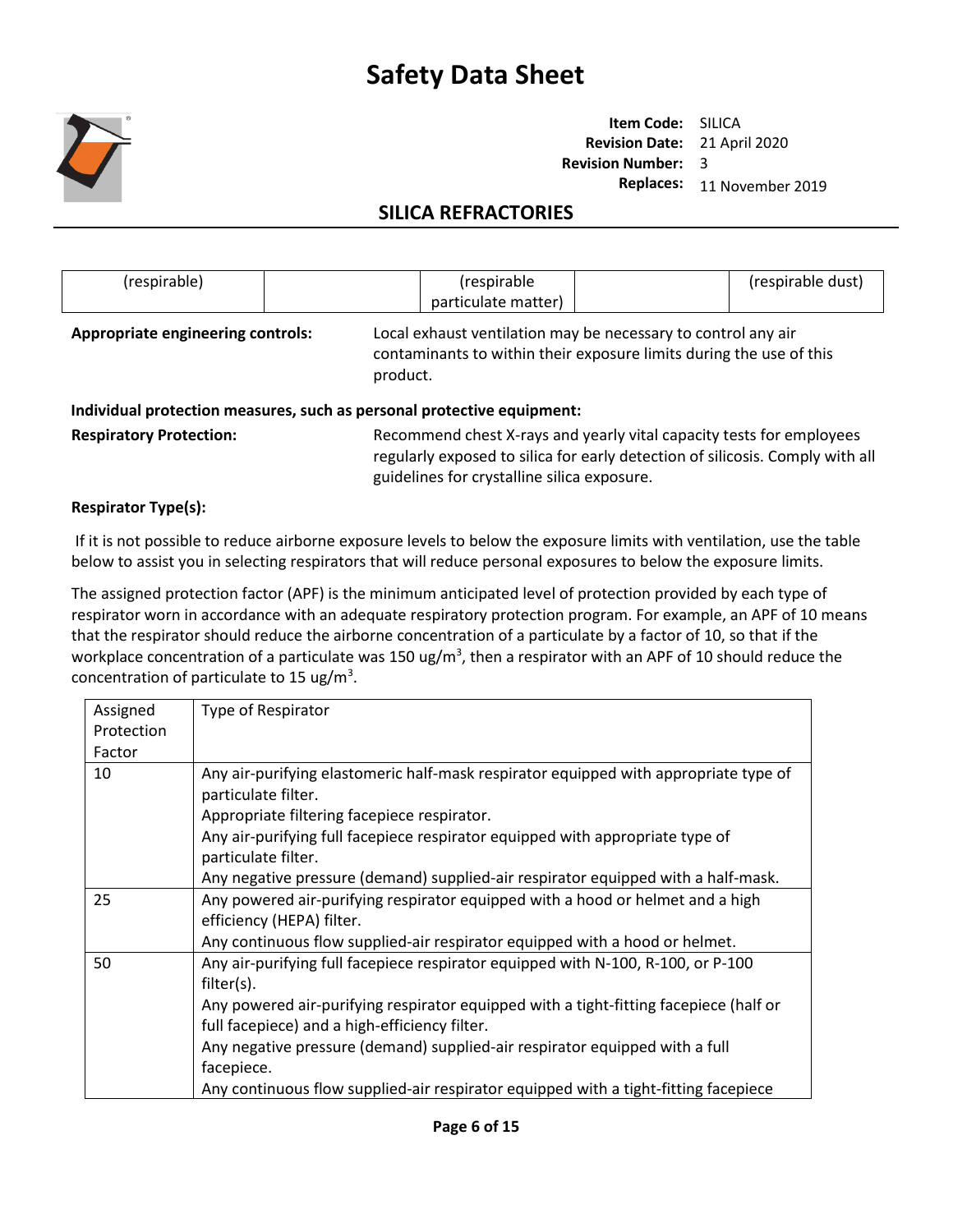| (respirable) | | (respirable particulate matter) | | (respirable dust) |
|---|---|---|---|---|

**Appropriate engineering controls:** Local exhaust ventilation may be necessary to control any air contaminants to within their exposure limits during the use of this product.

**Individual protection measures, such as personal protective equipment:**

**Respiratory Protection:** Recommend chest X-rays and yearly vital capacity tests for employees regularly exposed to silica for early detection of silicosis. Comply with all guidelines for crystalline silica exposure.

**Respirator Type(s):**

If it is not possible to reduce airborne exposure levels to below the exposure limits with ventilation, use the table below to assist you in selecting respirators that will reduce personal exposures to below the exposure limits.

The assigned protection factor (APF) is the minimum anticipated level of protection provided by each type of respirator worn in accordance with an adequate respiratory protection program. For example, an APF of 10 means that the respirator should reduce the airborne concentration of a particulate by a factor of 10, so that if the workplace concentration of a particulate was 150 ug/m$^3$, then a respirator with an APF of 10 should reduce the concentration of particulate to 15 ug/m$^3$.

| Assigned Protection Factor | Type of Respirator |
|---|---|
| 10 | Any air-purifying elastomeric half-mask respirator equipped with appropriate type of particulate filter.<br>Appropriate filtering facepiece respirator.<br>Any air-purifying full facepiece respirator equipped with appropriate type of particulate filter.<br>Any negative pressure (demand) supplied-air respirator equipped with a half-mask. |
| 25 | Any powered air-purifying respirator equipped with a hood or helmet and a high efficiency (HEPA) filter.<br>Any continuous flow supplied-air respirator equipped with a hood or helmet. |
| 50 | Any air-purifying full facepiece respirator equipped with N-100, R-100, or P-100 filter(s).<br>Any powered air-purifying respirator equipped with a tight-fitting facepiece (half or full facepiece) and a high-efficiency filter.<br>Any negative pressure (demand) supplied-air respirator equipped with a full facepiece.<br>Any continuous flow supplied-air respirator equipped with a tight-fitting facepiece |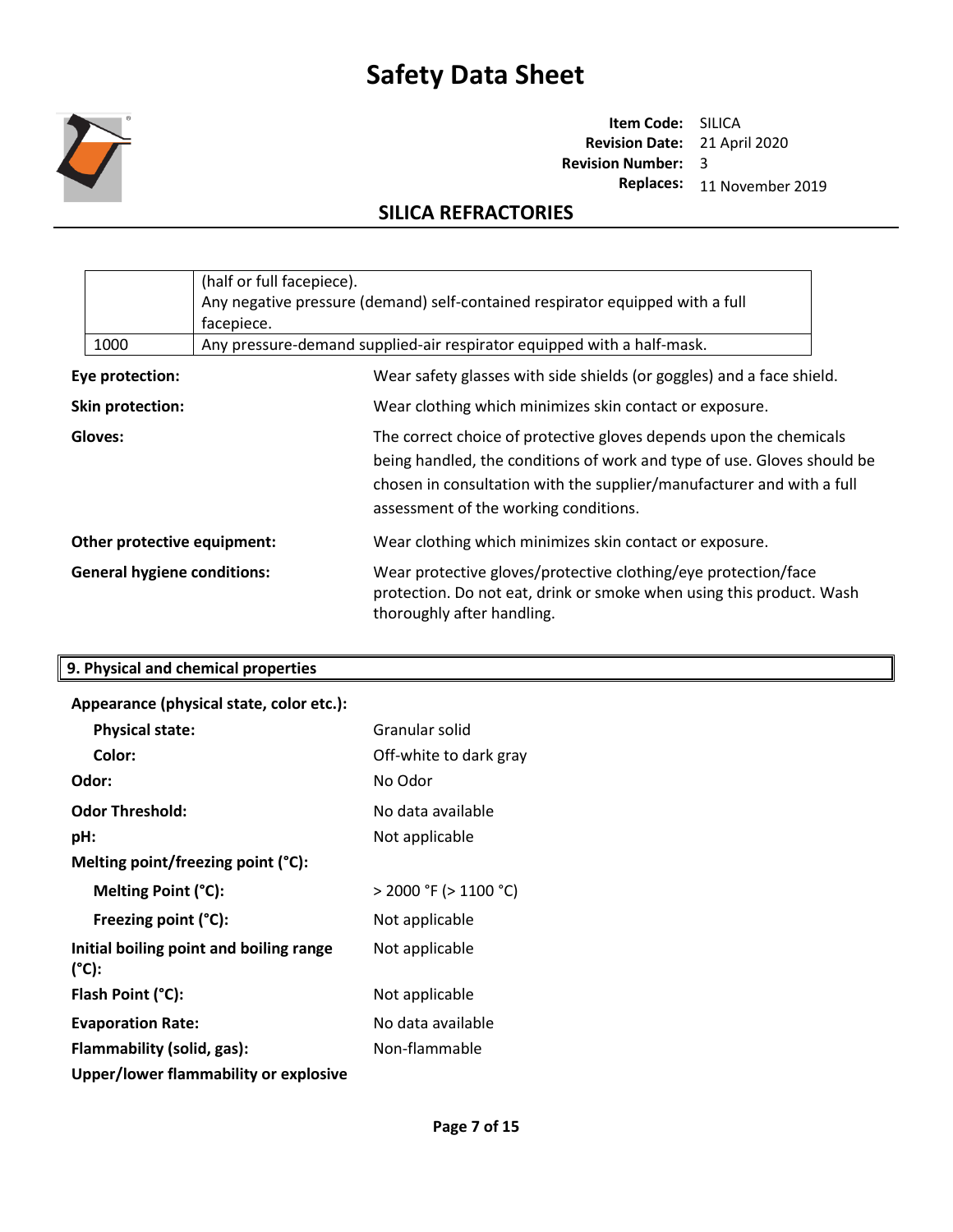| | |
|---|---|
| | (half or full facepiece).<br>Any negative pressure (demand) self-contained respirator equipped with a full facepiece. |
| 1000 | Any pressure-demand supplied-air respirator equipped with a half-mask. |

**Eye protection:** Wear safety glasses with side shields (or goggles) and a face shield.

**Skin protection:** Wear clothing which minimizes skin contact or exposure.

**Gloves:** The correct choice of protective gloves depends upon the chemicals being handled, the conditions of work and type of use. Gloves should be chosen in consultation with the supplier/manufacturer and with a full assessment of the working conditions.

**Other protective equipment:** Wear clothing which minimizes skin contact or exposure.

**General hygiene conditions:** Wear protective gloves/protective clothing/eye protection/face protection. Do not eat, drink or smoke when using this product. Wash thoroughly after handling.

## 9. Physical and chemical properties

**Appearance (physical state, color etc.):**

- **Physical state:** Granular solid
- **Color:** Off-white to dark gray

**Odor:** No Odor

**Odor Threshold:** No data available

**pH:** Not applicable

**Melting point/freezing point (°C):**

- **Melting Point (°C):** > 2000 °F (> 1100 °C)
- **Freezing point (°C):** Not applicable

**Initial boiling point and boiling range (°C):** Not applicable

**Flash Point (°C):** Not applicable

**Evaporation Rate:** No data available

**Flammability (solid, gas):** Non-flammable

**Upper/lower flammability or explosive**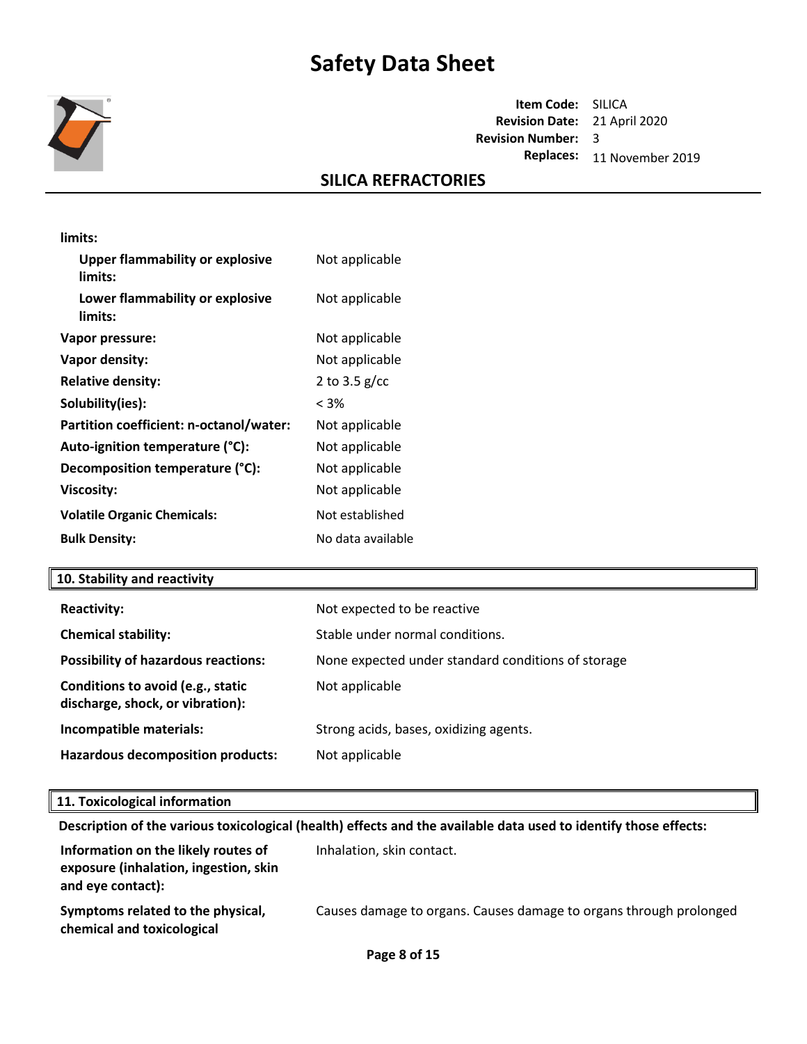limits:

| | |
|---|---|
| **Upper flammability or explosive limits:** | Not applicable |
| **Lower flammability or explosive limits:** | Not applicable |
| **Vapor pressure:** | Not applicable |
| **Vapor density:** | Not applicable |
| **Relative density:** | 2 to 3.5 g/cc |
| **Solubility(ies):** | < 3% |
| **Partition coefficient: n-octanol/water:** | Not applicable |
| **Auto-ignition temperature (°C):** | Not applicable |
| **Decomposition temperature (°C):** | Not applicable |
| **Viscosity:** | Not applicable |
| **Volatile Organic Chemicals:** | Not established |
| **Bulk Density:** | No data available |

## 10. Stability and reactivity

| | |
|---|---|
| **Reactivity:** | Not expected to be reactive |
| **Chemical stability:** | Stable under normal conditions. |
| **Possibility of hazardous reactions:** | None expected under standard conditions of storage |
| **Conditions to avoid (e.g., static discharge, shock, or vibration):** | Not applicable |
| **Incompatible materials:** | Strong acids, bases, oxidizing agents. |
| **Hazardous decomposition products:** | Not applicable |

## 11. Toxicological information

**Description of the various toxicological (health) effects and the available data used to identify those effects:**

| | |
|---|---|
| **Information on the likely routes of exposure (inhalation, ingestion, skin and eye contact):** | Inhalation, skin contact. |
| **Symptoms related to the physical, chemical and toxicological** | Causes damage to organs. Causes damage to organs through prolonged |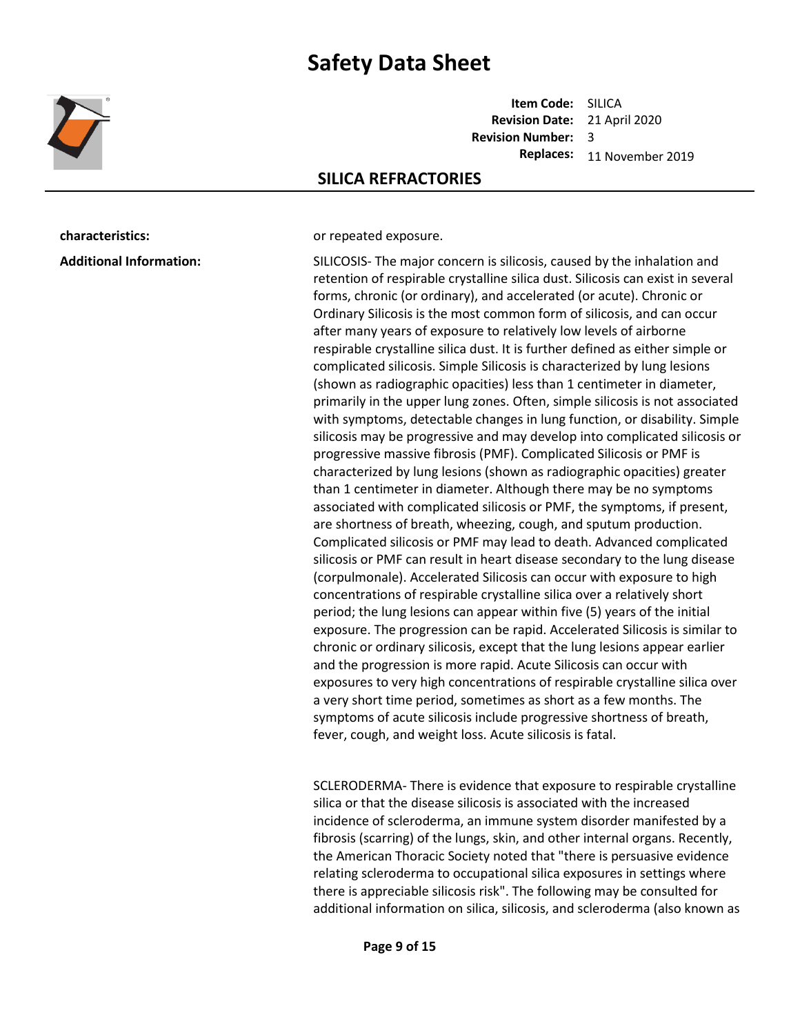**characteristics:** or repeated exposure.

**Additional Information:**

SILICOSIS- The major concern is silicosis, caused by the inhalation and retention of respirable crystalline silica dust. Silicosis can exist in several forms, chronic (or ordinary), and accelerated (or acute). Chronic or Ordinary Silicosis is the most common form of silicosis, and can occur after many years of exposure to relatively low levels of airborne respirable crystalline silica dust. It is further defined as either simple or complicated silicosis. Simple Silicosis is characterized by lung lesions (shown as radiographic opacities) less than 1 centimeter in diameter, primarily in the upper lung zones. Often, simple silicosis is not associated with symptoms, detectable changes in lung function, or disability. Simple silicosis may be progressive and may develop into complicated silicosis or progressive massive fibrosis (PMF). Complicated Silicosis or PMF is characterized by lung lesions (shown as radiographic opacities) greater than 1 centimeter in diameter. Although there may be no symptoms associated with complicated silicosis or PMF, the symptoms, if present, are shortness of breath, wheezing, cough, and sputum production. Complicated silicosis or PMF may lead to death. Advanced complicated silicosis or PMF can result in heart disease secondary to the lung disease (corpulmonale). Accelerated Silicosis can occur with exposure to high concentrations of respirable crystalline silica over a relatively short period; the lung lesions can appear within five (5) years of the initial exposure. The progression can be rapid. Accelerated Silicosis is similar to chronic or ordinary silicosis, except that the lung lesions appear earlier and the progression is more rapid. Acute Silicosis can occur with exposures to very high concentrations of respirable crystalline silica over a very short time period, sometimes as short as a few months. The symptoms of acute silicosis include progressive shortness of breath, fever, cough, and weight loss. Acute silicosis is fatal.

SCLERODERMA- There is evidence that exposure to respirable crystalline silica or that the disease silicosis is associated with the increased incidence of scleroderma, an immune system disorder manifested by a fibrosis (scarring) of the lungs, skin, and other internal organs. Recently, the American Thoracic Society noted that "there is persuasive evidence relating scleroderma to occupational silica exposures in settings where there is appreciable silicosis risk". The following may be consulted for additional information on silica, silicosis, and scleroderma (also known as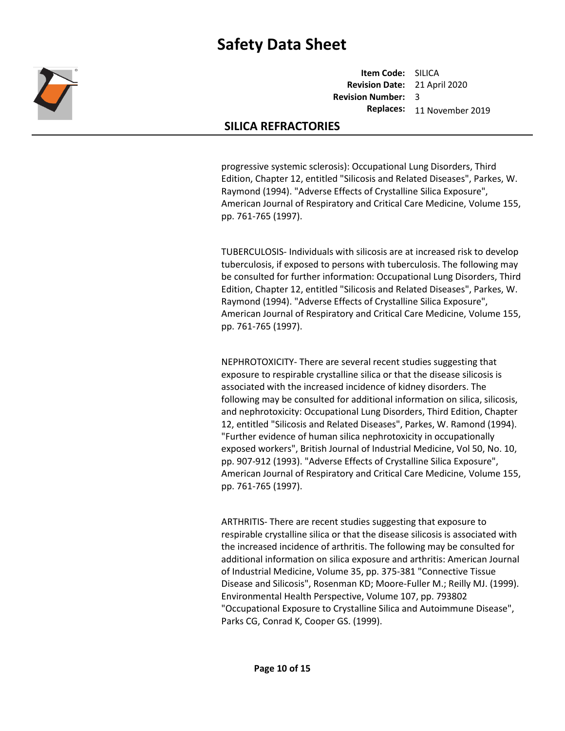progressive systemic sclerosis): Occupational Lung Disorders, Third Edition, Chapter 12, entitled "Silicosis and Related Diseases", Parkes, W. Raymond (1994). "Adverse Effects of Crystalline Silica Exposure", American Journal of Respiratory and Critical Care Medicine, Volume 155, pp. 761-765 (1997).

TUBERCULOSIS- Individuals with silicosis are at increased risk to develop tuberculosis, if exposed to persons with tuberculosis. The following may be consulted for further information: Occupational Lung Disorders, Third Edition, Chapter 12, entitled "Silicosis and Related Diseases", Parkes, W. Raymond (1994). "Adverse Effects of Crystalline Silica Exposure", American Journal of Respiratory and Critical Care Medicine, Volume 155, pp. 761-765 (1997).

NEPHROTOXICITY- There are several recent studies suggesting that exposure to respirable crystalline silica or that the disease silicosis is associated with the increased incidence of kidney disorders. The following may be consulted for additional information on silica, silicosis, and nephrotoxicity: Occupational Lung Disorders, Third Edition, Chapter 12, entitled "Silicosis and Related Diseases", Parkes, W. Ramond (1994). "Further evidence of human silica nephrotoxicity in occupationally exposed workers", British Journal of Industrial Medicine, Vol 50, No. 10, pp. 907-912 (1993). "Adverse Effects of Crystalline Silica Exposure", American Journal of Respiratory and Critical Care Medicine, Volume 155, pp. 761-765 (1997).

ARTHRITIS- There are recent studies suggesting that exposure to respirable crystalline silica or that the disease silicosis is associated with the increased incidence of arthritis. The following may be consulted for additional information on silica exposure and arthritis: American Journal of Industrial Medicine, Volume 35, pp. 375-381 "Connective Tissue Disease and Silicosis", Rosenman KD; Moore-Fuller M.; Reilly MJ. (1999). Environmental Health Perspective, Volume 107, pp. 793802 "Occupational Exposure to Crystalline Silica and Autoimmune Disease", Parks CG, Conrad K, Cooper GS. (1999).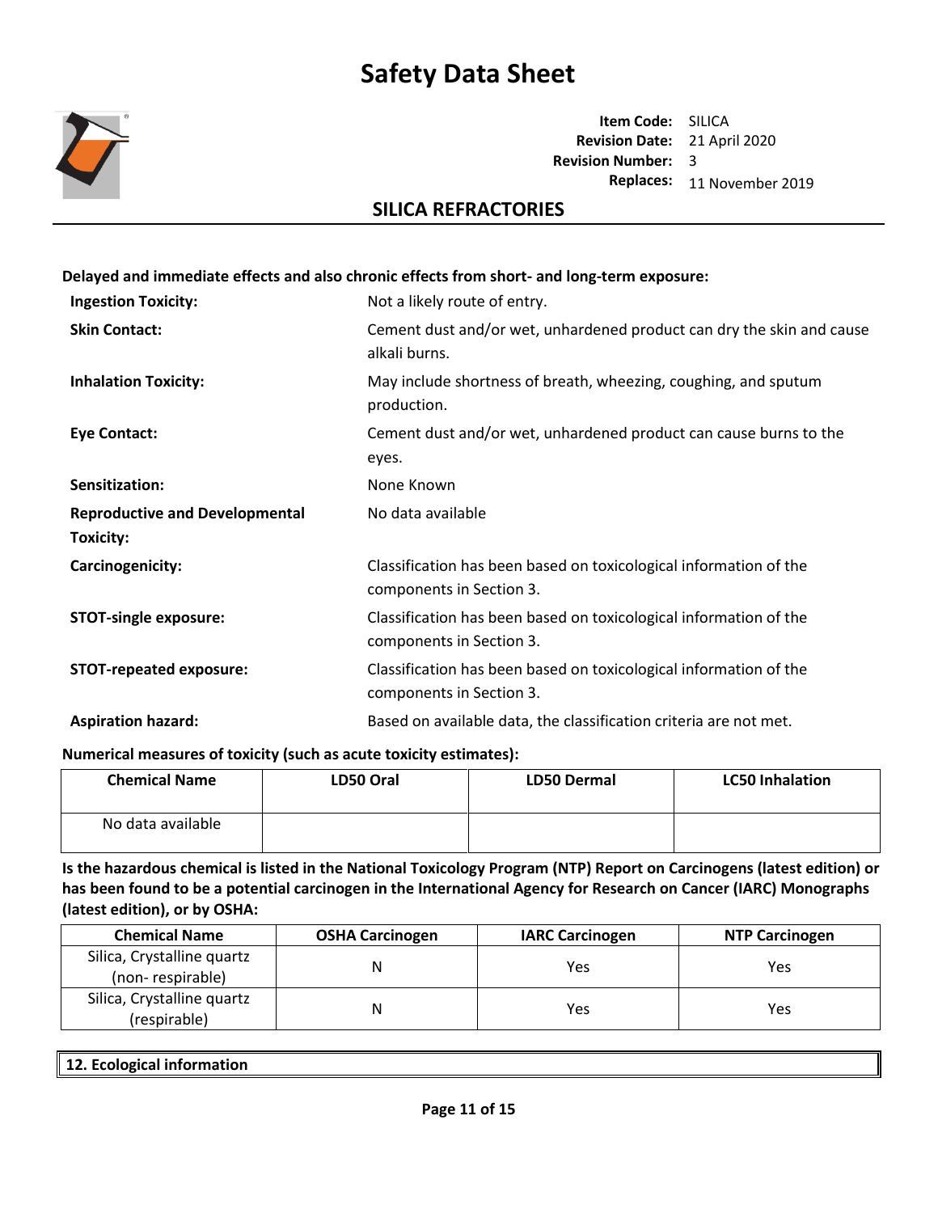**Delayed and immediate effects and also chronic effects from short- and long-term exposure:**

| | |
|---|---|
| **Ingestion Toxicity:** | Not a likely route of entry. |
| **Skin Contact:** | Cement dust and/or wet, unhardened product can dry the skin and cause alkali burns. |
| **Inhalation Toxicity:** | May include shortness of breath, wheezing, coughing, and sputum production. |
| **Eye Contact:** | Cement dust and/or wet, unhardened product can cause burns to the eyes. |
| **Sensitization:** | None Known |
| **Reproductive and Developmental Toxicity:** | No data available |
| **Carcinogenicity:** | Classification has been based on toxicological information of the components in Section 3. |
| **STOT-single exposure:** | Classification has been based on toxicological information of the components in Section 3. |
| **STOT-repeated exposure:** | Classification has been based on toxicological information of the components in Section 3. |
| **Aspiration hazard:** | Based on available data, the classification criteria are not met. |

**Numerical measures of toxicity (such as acute toxicity estimates):**

| Chemical Name | LD50 Oral | LD50 Dermal | LC50 Inhalation |
|---|---|---|---|
| No data available | | | |

**Is the hazardous chemical is listed in the National Toxicology Program (NTP) Report on Carcinogens (latest edition) or has been found to be a potential carcinogen in the International Agency for Research on Cancer (IARC) Monographs (latest edition), or by OSHA:**

| Chemical Name | OSHA Carcinogen | IARC Carcinogen | NTP Carcinogen |
|---|---|---|---|
| Silica, Crystalline quartz (non- respirable) | N | Yes | Yes |
| Silica, Crystalline quartz (respirable) | N | Yes | Yes |

## 12. Ecological information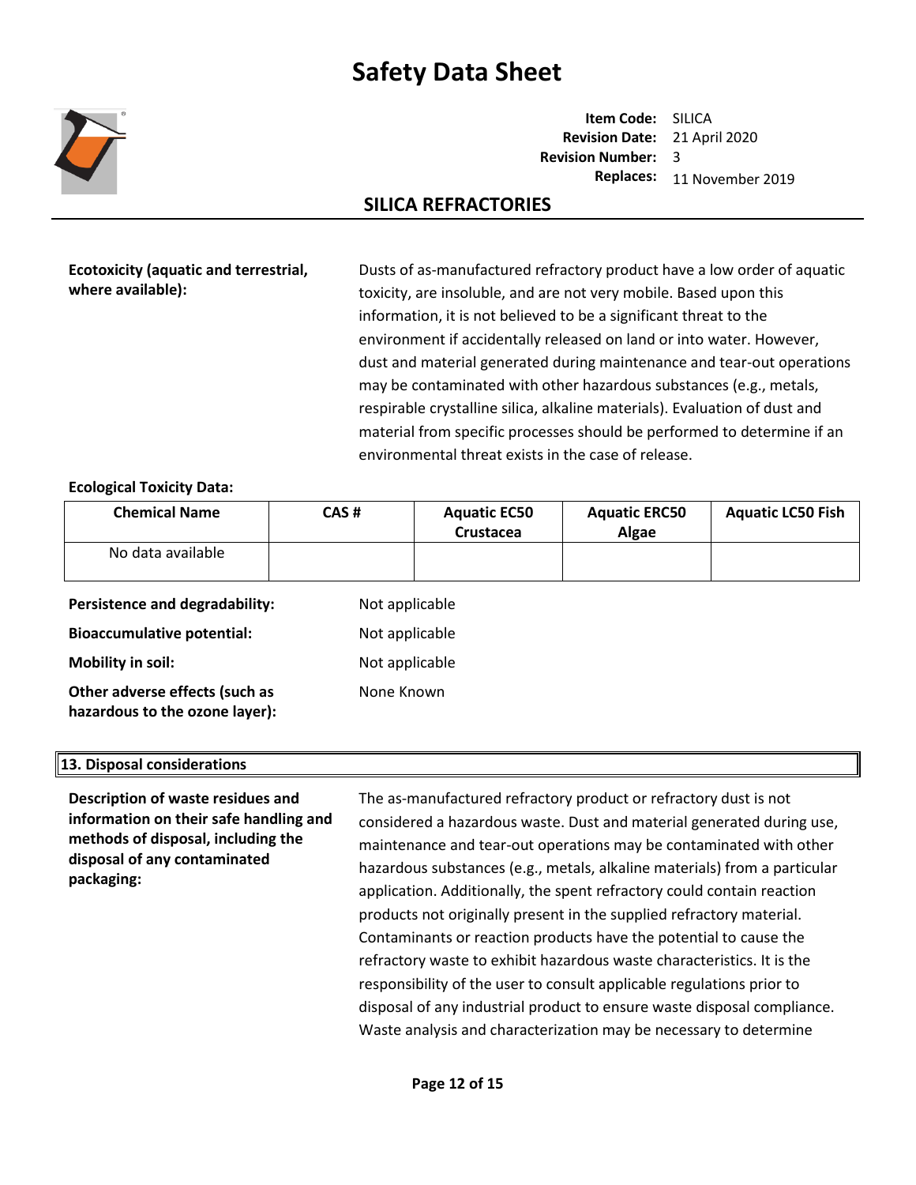**Ecotoxicity (aquatic and terrestrial, where available):** Dusts of as-manufactured refractory product have a low order of aquatic toxicity, are insoluble, and are not very mobile. Based upon this information, it is not believed to be a significant threat to the environment if accidentally released on land or into water. However, dust and material generated during maintenance and tear-out operations may be contaminated with other hazardous substances (e.g., metals, respirable crystalline silica, alkaline materials). Evaluation of dust and material from specific processes should be performed to determine if an environmental threat exists in the case of release.

**Ecological Toxicity Data:**

| Chemical Name | CAS # | Aquatic EC50 Crustacea | Aquatic ERC50 Algae | Aquatic LC50 Fish |
|---|---|---|---|---|
| No data available | | | | |

**Persistence and degradability:** Not applicable

**Bioaccumulative potential:** Not applicable

**Mobility in soil:** Not applicable

**Other adverse effects (such as hazardous to the ozone layer):** None Known

## 13. Disposal considerations

**Description of waste residues and information on their safe handling and methods of disposal, including the disposal of any contaminated packaging:** The as-manufactured refractory product or refractory dust is not considered a hazardous waste. Dust and material generated during use, maintenance and tear-out operations may be contaminated with other hazardous substances (e.g., metals, alkaline materials) from a particular application. Additionally, the spent refractory could contain reaction products not originally present in the supplied refractory material. Contaminants or reaction products have the potential to cause the refractory waste to exhibit hazardous waste characteristics. It is the responsibility of the user to consult applicable regulations prior to disposal of any industrial product to ensure waste disposal compliance. Waste analysis and characterization may be necessary to determine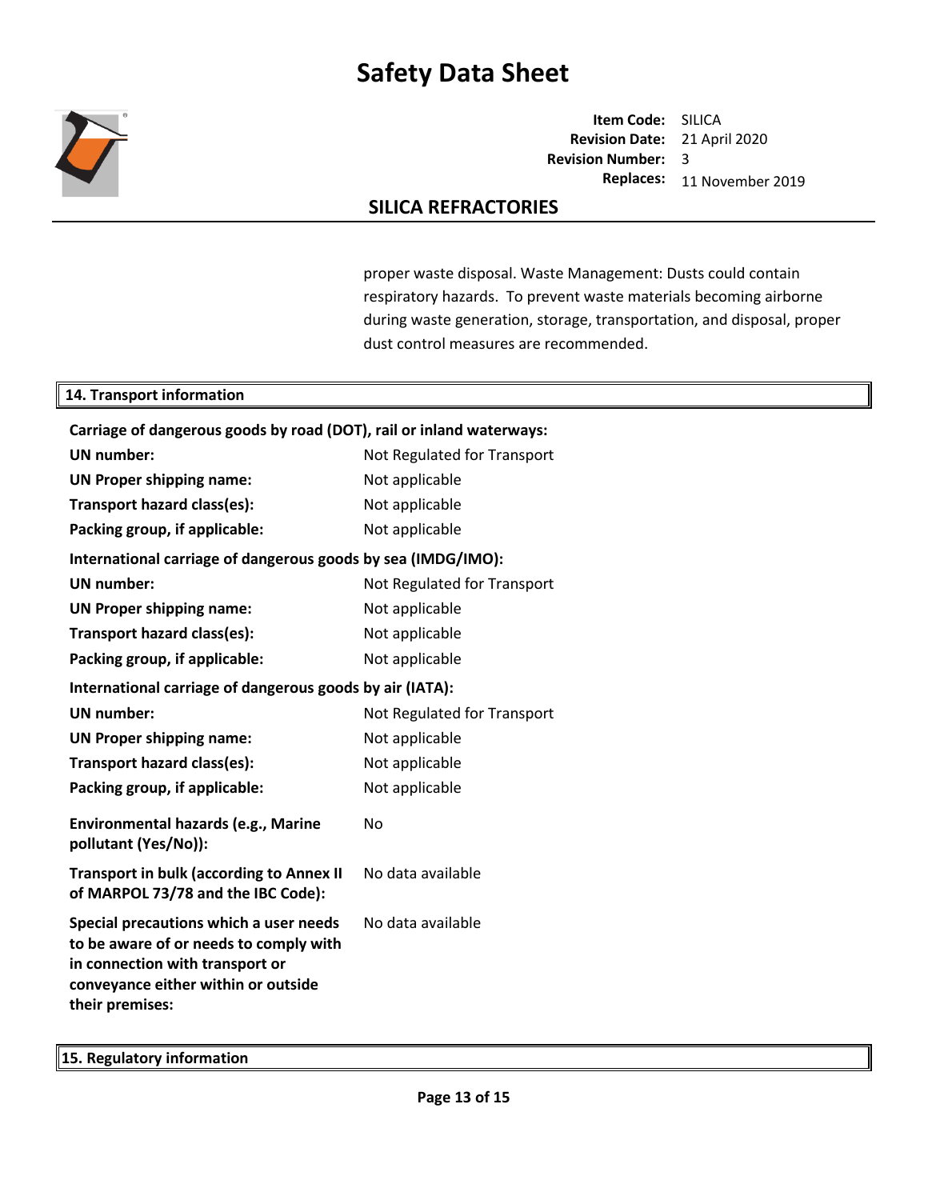proper waste disposal. Waste Management: Dusts could contain respiratory hazards. To prevent waste materials becoming airborne during waste generation, storage, transportation, and disposal, proper dust control measures are recommended.

## 14. Transport information

**Carriage of dangerous goods by road (DOT), rail or inland waterways:**

| | |
|---|---|
| **UN number:** | Not Regulated for Transport |
| **UN Proper shipping name:** | Not applicable |
| **Transport hazard class(es):** | Not applicable |
| **Packing group, if applicable:** | Not applicable |

**International carriage of dangerous goods by sea (IMDG/IMO):**

| | |
|---|---|
| **UN number:** | Not Regulated for Transport |
| **UN Proper shipping name:** | Not applicable |
| **Transport hazard class(es):** | Not applicable |
| **Packing group, if applicable:** | Not applicable |

**International carriage of dangerous goods by air (IATA):**

| | |
|---|---|
| **UN number:** | Not Regulated for Transport |
| **UN Proper shipping name:** | Not applicable |
| **Transport hazard class(es):** | Not applicable |
| **Packing group, if applicable:** | Not applicable |

| | |
|---|---|
| **Environmental hazards (e.g., Marine pollutant (Yes/No)):** | No |
| **Transport in bulk (according to Annex II of MARPOL 73/78 and the IBC Code):** | No data available |
| **Special precautions which a user needs to be aware of or needs to comply with in connection with transport or conveyance either within or outside their premises:** | No data available |

## 15. Regulatory information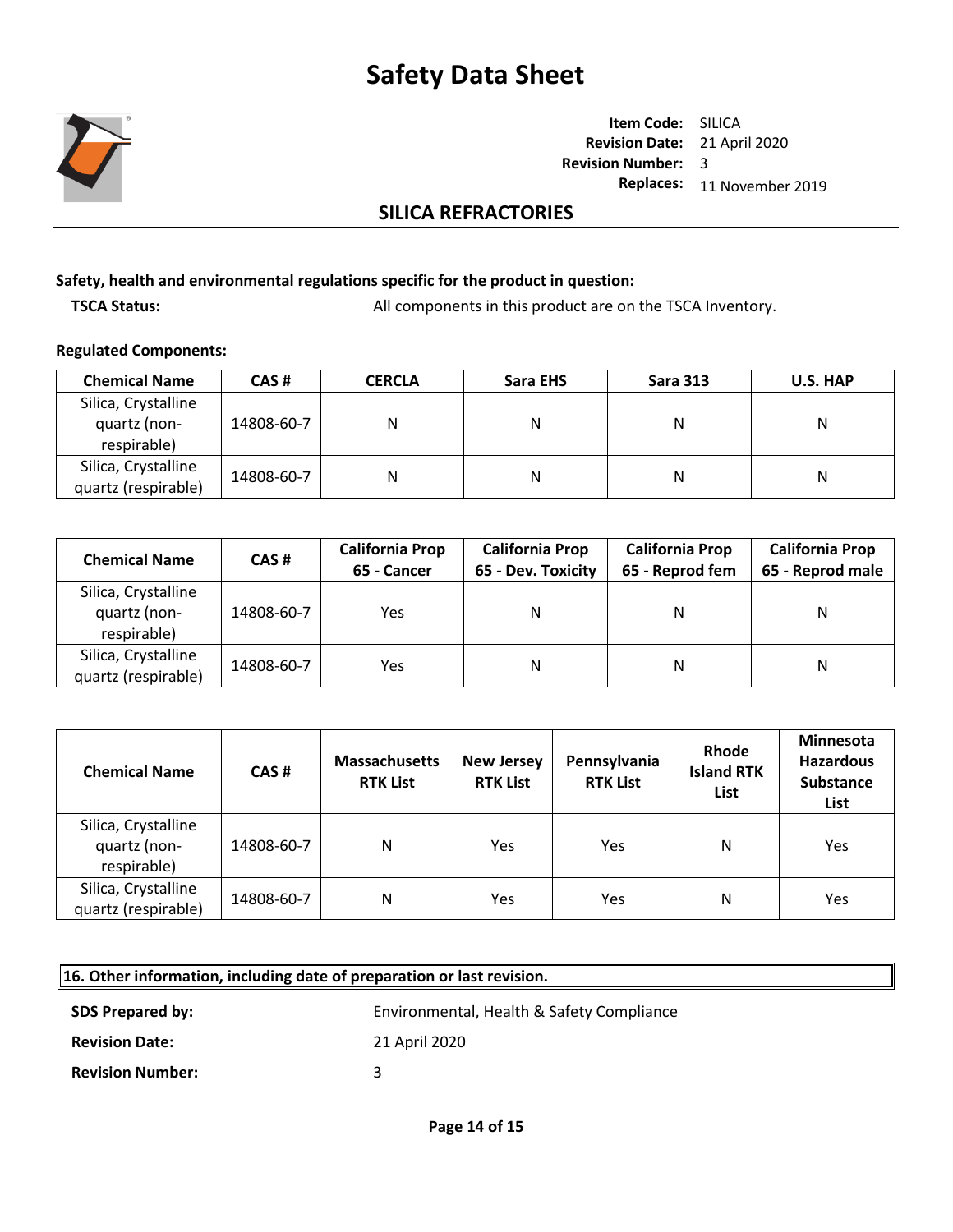**Safety, health and environmental regulations specific for the product in question:**

**TSCA Status:** All components in this product are on the TSCA Inventory.

**Regulated Components:**

| Chemical Name | CAS # | CERCLA | Sara EHS | Sara 313 | U.S. HAP |
|---|---|---|---|---|---|
| Silica, Crystalline quartz (non-respirable) | 14808-60-7 | N | N | N | N |
| Silica, Crystalline quartz (respirable) | 14808-60-7 | N | N | N | N |

| Chemical Name | CAS # | California Prop 65 - Cancer | California Prop 65 - Dev. Toxicity | California Prop 65 - Reprod fem | California Prop 65 - Reprod male |
|---|---|---|---|---|---|
| Silica, Crystalline quartz (non-respirable) | 14808-60-7 | Yes | N | N | N |
| Silica, Crystalline quartz (respirable) | 14808-60-7 | Yes | N | N | N |

| Chemical Name | CAS # | Massachusetts RTK List | New Jersey RTK List | Pennsylvania RTK List | Rhode Island RTK List | Minnesota Hazardous Substance List |
|---|---|---|---|---|---|---|
| Silica, Crystalline quartz (non-respirable) | 14808-60-7 | N | Yes | Yes | N | Yes |
| Silica, Crystalline quartz (respirable) | 14808-60-7 | N | Yes | Yes | N | Yes |

## 16. Other information, including date of preparation or last revision.

**SDS Prepared by:** Environmental, Health & Safety Compliance

**Revision Date:** 21 April 2020

**Revision Number:** 3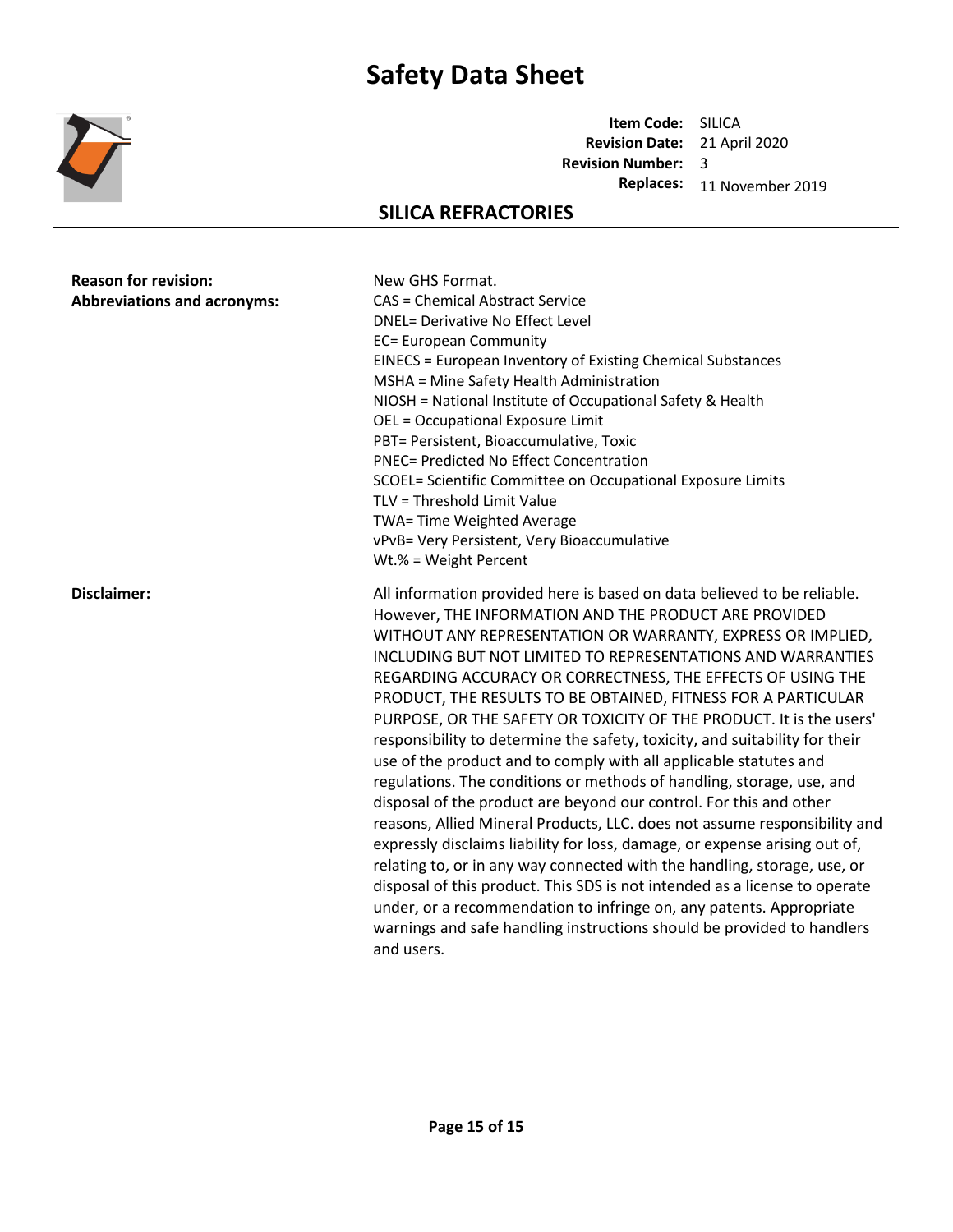# Safety Data Sheet

**Item Code:** SILICA
**Revision Date:** 21 April 2020
**Revision Number:** 3
**Replaces:** 11 November 2019

## SILICA REFRACTORIES

**Reason for revision:** New GHS Format.

**Abbreviations and acronyms:**

CAS = Chemical Abstract Service
DNEL= Derivative No Effect Level
EC= European Community
EINECS = European Inventory of Existing Chemical Substances
MSHA = Mine Safety Health Administration
NIOSH = National Institute of Occupational Safety & Health
OEL = Occupational Exposure Limit
PBT= Persistent, Bioaccumulative, Toxic
PNEC= Predicted No Effect Concentration
SCOEL= Scientific Committee on Occupational Exposure Limits
TLV = Threshold Limit Value
TWA= Time Weighted Average
vPvB= Very Persistent, Very Bioaccumulative
Wt.% = Weight Percent

**Disclaimer:**

All information provided here is based on data believed to be reliable. However, THE INFORMATION AND THE PRODUCT ARE PROVIDED WITHOUT ANY REPRESENTATION OR WARRANTY, EXPRESS OR IMPLIED, INCLUDING BUT NOT LIMITED TO REPRESENTATIONS AND WARRANTIES REGARDING ACCURACY OR CORRECTNESS, THE EFFECTS OF USING THE PRODUCT, THE RESULTS TO BE OBTAINED, FITNESS FOR A PARTICULAR PURPOSE, OR THE SAFETY OR TOXICITY OF THE PRODUCT. It is the users' responsibility to determine the safety, toxicity, and suitability for their use of the product and to comply with all applicable statutes and regulations. The conditions or methods of handling, storage, use, and disposal of the product are beyond our control. For this and other reasons, Allied Mineral Products, LLC. does not assume responsibility and expressly disclaims liability for loss, damage, or expense arising out of, relating to, or in any way connected with the handling, storage, use, or disposal of this product. This SDS is not intended as a license to operate under, or a recommendation to infringe on, any patents. Appropriate warnings and safe handling instructions should be provided to handlers and users.